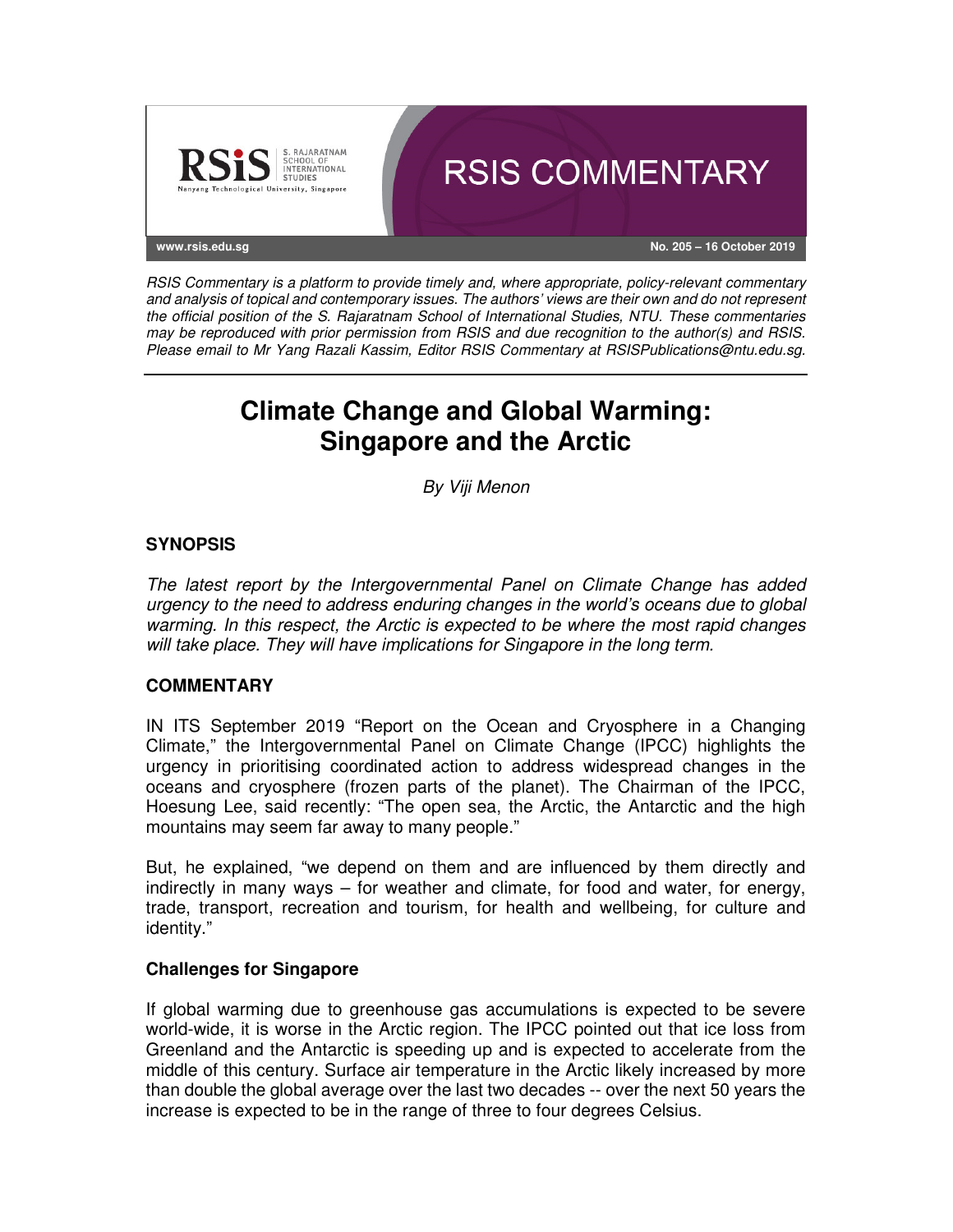RSIS COMMENTARY

www.rsis.edu.sg

No. 205 – 16 October 2019

*RSIS Commentary is a platform to provide timely and, where appropriate, policy-relevant commentary and analysis of topical and contemporary issues. The authors' views are their own and do not represent the official position of the S. Rajaratnam School of International Studies, NTU. These commentaries may be reproduced with prior permission from RSIS and due recognition to the author(s) and RSIS. Please email to Mr Yang Razali Kassim, Editor RSIS Commentary at RSISPublications@ntu.edu.sg.*

# Climate Change and Global Warming: Singapore and the Arctic

*By Viji Menon*

## SYNOPSIS

*The latest report by the Intergovernmental Panel on Climate Change has added urgency to the need to address enduring changes in the world's oceans due to global warming. In this respect, the Arctic is expected to be where the most rapid changes will take place. They will have implications for Singapore in the long term.*

## COMMENTARY

IN ITS September 2019 "Report on the Ocean and Cryosphere in a Changing Climate," the Intergovernmental Panel on Climate Change (IPCC) highlights the urgency in prioritising coordinated action to address widespread changes in the oceans and cryosphere (frozen parts of the planet). The Chairman of the IPCC, Hoesung Lee, said recently: "The open sea, the Arctic, the Antarctic and the high mountains may seem far away to many people."

But, he explained, "we depend on them and are influenced by them directly and indirectly in many ways – for weather and climate, for food and water, for energy, trade, transport, recreation and tourism, for health and wellbeing, for culture and identity."

### Challenges for Singapore

If global warming due to greenhouse gas accumulations is expected to be severe world-wide, it is worse in the Arctic region. The IPCC pointed out that ice loss from Greenland and the Antarctic is speeding up and is expected to accelerate from the middle of this century. Surface air temperature in the Arctic likely increased by more than double the global average over the last two decades -- over the next 50 years the increase is expected to be in the range of three to four degrees Celsius.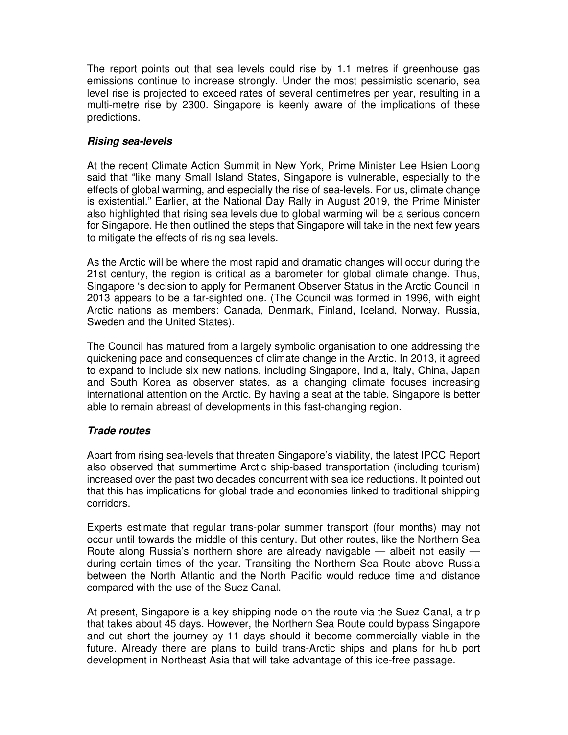The report points out that sea levels could rise by 1.1 metres if greenhouse gas emissions continue to increase strongly. Under the most pessimistic scenario, sea level rise is projected to exceed rates of several centimetres per year, resulting in a multi-metre rise by 2300. Singapore is keenly aware of the implications of these predictions.

### ***Rising sea-levels***

At the recent Climate Action Summit in New York, Prime Minister Lee Hsien Loong said that "like many Small Island States, Singapore is vulnerable, especially to the effects of global warming, and especially the rise of sea-levels. For us, climate change is existential." Earlier, at the National Day Rally in August 2019, the Prime Minister also highlighted that rising sea levels due to global warming will be a serious concern for Singapore. He then outlined the steps that Singapore will take in the next few years to mitigate the effects of rising sea levels.

As the Arctic will be where the most rapid and dramatic changes will occur during the 21st century, the region is critical as a barometer for global climate change. Thus, Singapore 's decision to apply for Permanent Observer Status in the Arctic Council in 2013 appears to be a far-sighted one. (The Council was formed in 1996, with eight Arctic nations as members: Canada, Denmark, Finland, Iceland, Norway, Russia, Sweden and the United States).

The Council has matured from a largely symbolic organisation to one addressing the quickening pace and consequences of climate change in the Arctic. In 2013, it agreed to expand to include six new nations, including Singapore, India, Italy, China, Japan and South Korea as observer states, as a changing climate focuses increasing international attention on the Arctic. By having a seat at the table, Singapore is better able to remain abreast of developments in this fast-changing region.

### ***Trade routes***

Apart from rising sea-levels that threaten Singapore's viability, the latest IPCC Report also observed that summertime Arctic ship-based transportation (including tourism) increased over the past two decades concurrent with sea ice reductions. It pointed out that this has implications for global trade and economies linked to traditional shipping corridors.

Experts estimate that regular trans-polar summer transport (four months) may not occur until towards the middle of this century. But other routes, like the Northern Sea Route along Russia's northern shore are already navigable — albeit not easily — during certain times of the year. Transiting the Northern Sea Route above Russia between the North Atlantic and the North Pacific would reduce time and distance compared with the use of the Suez Canal.

At present, Singapore is a key shipping node on the route via the Suez Canal, a trip that takes about 45 days. However, the Northern Sea Route could bypass Singapore and cut short the journey by 11 days should it become commercially viable in the future. Already there are plans to build trans-Arctic ships and plans for hub port development in Northeast Asia that will take advantage of this ice-free passage.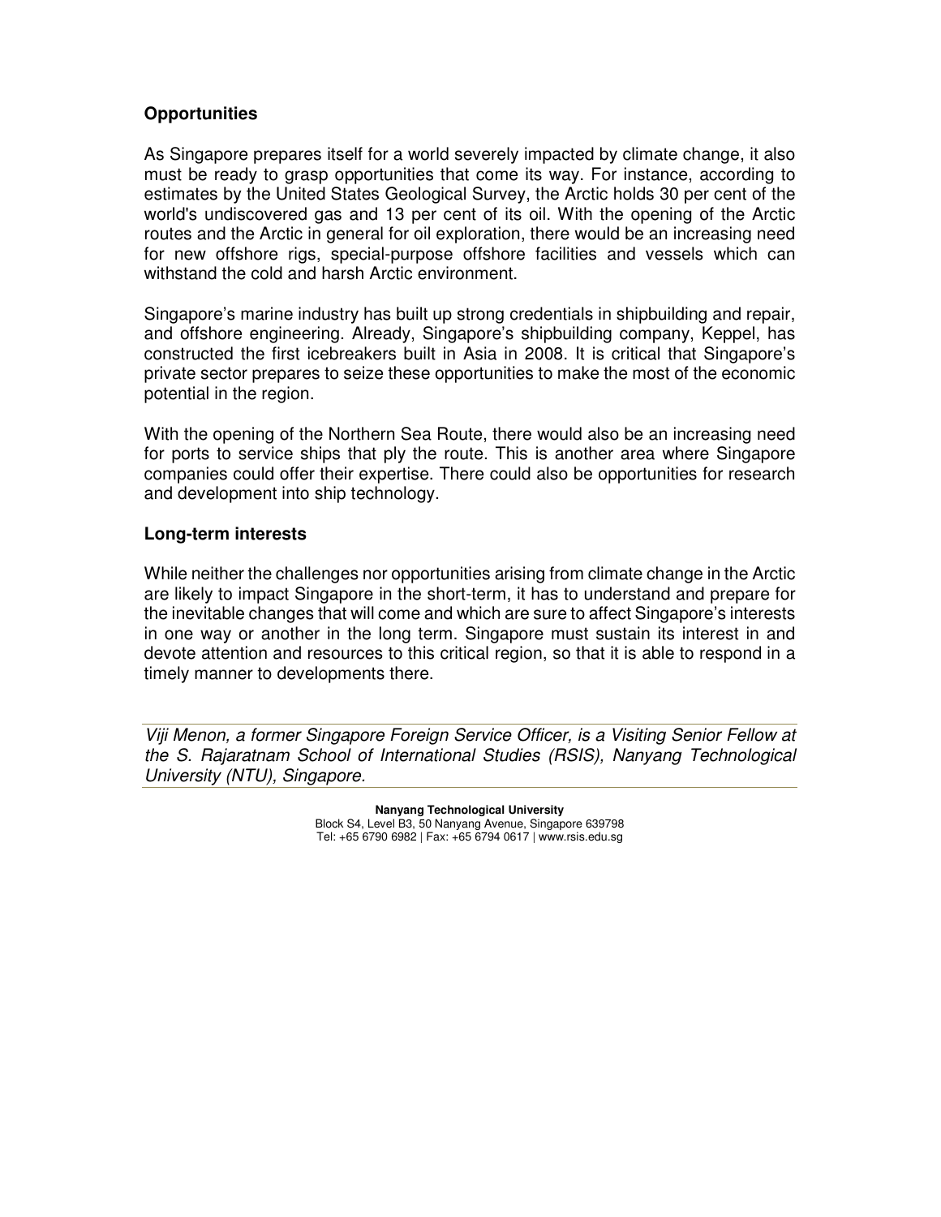## Opportunities

As Singapore prepares itself for a world severely impacted by climate change, it also must be ready to grasp opportunities that come its way. For instance, according to estimates by the United States Geological Survey, the Arctic holds 30 per cent of the world's undiscovered gas and 13 per cent of its oil. With the opening of the Arctic routes and the Arctic in general for oil exploration, there would be an increasing need for new offshore rigs, special-purpose offshore facilities and vessels which can withstand the cold and harsh Arctic environment.

Singapore's marine industry has built up strong credentials in shipbuilding and repair, and offshore engineering. Already, Singapore's shipbuilding company, Keppel, has constructed the first icebreakers built in Asia in 2008. It is critical that Singapore's private sector prepares to seize these opportunities to make the most of the economic potential in the region.

With the opening of the Northern Sea Route, there would also be an increasing need for ports to service ships that ply the route. This is another area where Singapore companies could offer their expertise. There could also be opportunities for research and development into ship technology.

## Long-term interests

While neither the challenges nor opportunities arising from climate change in the Arctic are likely to impact Singapore in the short-term, it has to understand and prepare for the inevitable changes that will come and which are sure to affect Singapore's interests in one way or another in the long term. Singapore must sustain its interest in and devote attention and resources to this critical region, so that it is able to respond in a timely manner to developments there.

---

*Viji Menon, a former Singapore Foreign Service Officer, is a Visiting Senior Fellow at the S. Rajaratnam School of International Studies (RSIS), Nanyang Technological University (NTU), Singapore.*

---

**Nanyang Technological University**
Block S4, Level B3, 50 Nanyang Avenue, Singapore 639798
Tel: +65 6790 6982 | Fax: +65 6794 0617 | www.rsis.edu.sg